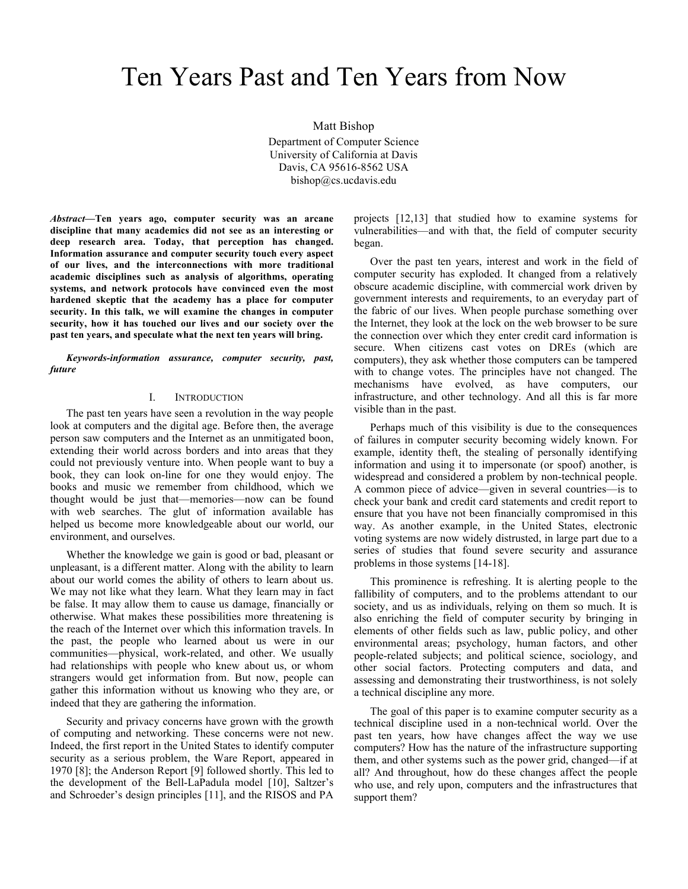# Ten Years Past and Ten Years from Now

Matt Bishop

Department of Computer Science
University of California at Davis
Davis, CA 95616-8562 USA
bishop@cs.ucdavis.edu

***Abstract*—Ten years ago, computer security was an arcane discipline that many academics did not see as an interesting or deep research area. Today, that perception has changed. Information assurance and computer security touch every aspect of our lives, and the interconnections with more traditional academic disciplines such as analysis of algorithms, operating systems, and network protocols have convinced even the most hardened skeptic that the academy has a place for computer security. In this talk, we will examine the changes in computer security, how it has touched our lives and our society over the past ten years, and speculate what the next ten years will bring.**

***Keywords-information assurance, computer security, past, future***

## I. Introduction

The past ten years have seen a revolution in the way people look at computers and the digital age. Before then, the average person saw computers and the Internet as an unmitigated boon, extending their world across borders and into areas that they could not previously venture into. When people want to buy a book, they can look on-line for one they would enjoy. The books and music we remember from childhood, which we thought would be just that—memories—now can be found with web searches. The glut of information available has helped us become more knowledgeable about our world, our environment, and ourselves.

Whether the knowledge we gain is good or bad, pleasant or unpleasant, is a different matter. Along with the ability to learn about our world comes the ability of others to learn about us. We may not like what they learn. What they learn may in fact be false. It may allow them to cause us damage, financially or otherwise. What makes these possibilities more threatening is the reach of the Internet over which this information travels. In the past, the people who learned about us were in our communities—physical, work-related, and other. We usually had relationships with people who knew about us, or whom strangers would get information from. But now, people can gather this information without us knowing who they are, or indeed that they are gathering the information.

Security and privacy concerns have grown with the growth of computing and networking. These concerns were not new. Indeed, the first report in the United States to identify computer security as a serious problem, the Ware Report, appeared in 1970 [8]; the Anderson Report [9] followed shortly. This led to the development of the Bell-LaPadula model [10], Saltzer's and Schroeder's design principles [11], and the RISOS and PA projects [12,13] that studied how to examine systems for vulnerabilities—and with that, the field of computer security began.

Over the past ten years, interest and work in the field of computer security has exploded. It changed from a relatively obscure academic discipline, with commercial work driven by government interests and requirements, to an everyday part of the fabric of our lives. When people purchase something over the Internet, they look at the lock on the web browser to be sure the connection over which they enter credit card information is secure. When citizens cast votes on DREs (which are computers), they ask whether those computers can be tampered with to change votes. The principles have not changed. The mechanisms have evolved, as have computers, our infrastructure, and other technology. And all this is far more visible than in the past.

Perhaps much of this visibility is due to the consequences of failures in computer security becoming widely known. For example, identity theft, the stealing of personally identifying information and using it to impersonate (or spoof) another, is widespread and considered a problem by non-technical people. A common piece of advice—given in several countries—is to check your bank and credit card statements and credit report to ensure that you have not been financially compromised in this way. As another example, in the United States, electronic voting systems are now widely distrusted, in large part due to a series of studies that found severe security and assurance problems in those systems [14-18].

This prominence is refreshing. It is alerting people to the fallibility of computers, and to the problems attendant to our society, and us as individuals, relying on them so much. It is also enriching the field of computer security by bringing in elements of other fields such as law, public policy, and other environmental areas; psychology, human factors, and other people-related subjects; and political science, sociology, and other social factors. Protecting computers and data, and assessing and demonstrating their trustworthiness, is not solely a technical discipline any more.

The goal of this paper is to examine computer security as a technical discipline used in a non-technical world. Over the past ten years, how have changes affect the way we use computers? How has the nature of the infrastructure supporting them, and other systems such as the power grid, changed—if at all? And throughout, how do these changes affect the people who use, and rely upon, computers and the infrastructures that support them?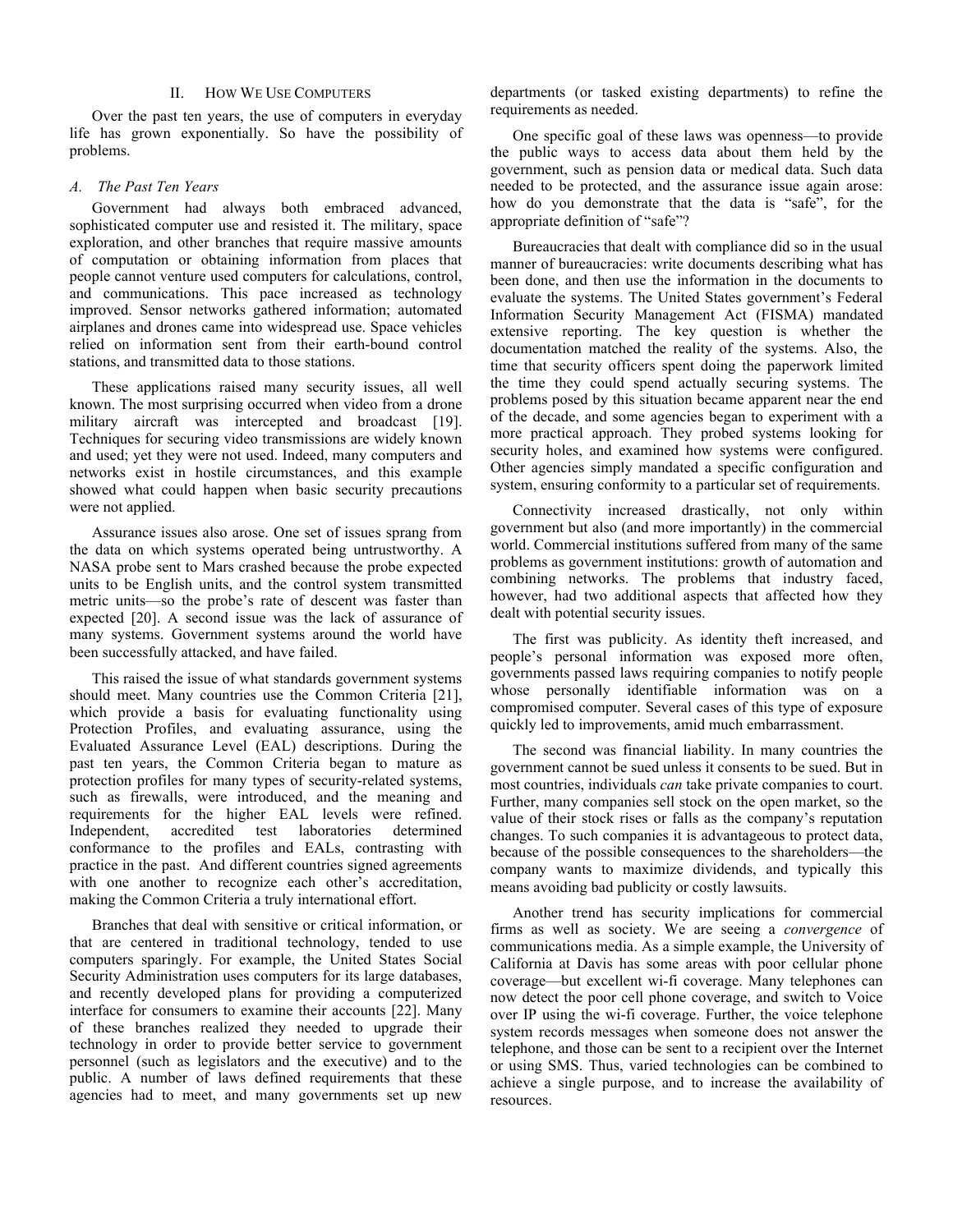## II. How We Use Computers

Over the past ten years, the use of computers in everyday life has grown exponentially. So have the possibility of problems.

### A. The Past Ten Years

Government had always both embraced advanced, sophisticated computer use and resisted it. The military, space exploration, and other branches that require massive amounts of computation or obtaining information from places that people cannot venture used computers for calculations, control, and communications. This pace increased as technology improved. Sensor networks gathered information; automated airplanes and drones came into widespread use. Space vehicles relied on information sent from their earth-bound control stations, and transmitted data to those stations.

These applications raised many security issues, all well known. The most surprising occurred when video from a drone military aircraft was intercepted and broadcast [19]. Techniques for securing video transmissions are widely known and used; yet they were not used. Indeed, many computers and networks exist in hostile circumstances, and this example showed what could happen when basic security precautions were not applied.

Assurance issues also arose. One set of issues sprang from the data on which systems operated being untrustworthy. A NASA probe sent to Mars crashed because the probe expected units to be English units, and the control system transmitted metric units—so the probe's rate of descent was faster than expected [20]. A second issue was the lack of assurance of many systems. Government systems around the world have been successfully attacked, and have failed.

This raised the issue of what standards government systems should meet. Many countries use the Common Criteria [21], which provide a basis for evaluating functionality using Protection Profiles, and evaluating assurance, using the Evaluated Assurance Level (EAL) descriptions. During the past ten years, the Common Criteria began to mature as protection profiles for many types of security-related systems, such as firewalls, were introduced, and the meaning and requirements for the higher EAL levels were refined. Independent, accredited test laboratories determined conformance to the profiles and EALs, contrasting with practice in the past. And different countries signed agreements with one another to recognize each other's accreditation, making the Common Criteria a truly international effort.

Branches that deal with sensitive or critical information, or that are centered in traditional technology, tended to use computers sparingly. For example, the United States Social Security Administration uses computers for its large databases, and recently developed plans for providing a computerized interface for consumers to examine their accounts [22]. Many of these branches realized they needed to upgrade their technology in order to provide better service to government personnel (such as legislators and the executive) and to the public. A number of laws defined requirements that these agencies had to meet, and many governments set up new departments (or tasked existing departments) to refine the requirements as needed.

One specific goal of these laws was openness—to provide the public ways to access data about them held by the government, such as pension data or medical data. Such data needed to be protected, and the assurance issue again arose: how do you demonstrate that the data is "safe", for the appropriate definition of "safe"?

Bureaucracies that dealt with compliance did so in the usual manner of bureaucracies: write documents describing what has been done, and then use the information in the documents to evaluate the systems. The United States government's Federal Information Security Management Act (FISMA) mandated extensive reporting. The key question is whether the documentation matched the reality of the systems. Also, the time that security officers spent doing the paperwork limited the time they could spend actually securing systems. The problems posed by this situation became apparent near the end of the decade, and some agencies began to experiment with a more practical approach. They probed systems looking for security holes, and examined how systems were configured. Other agencies simply mandated a specific configuration and system, ensuring conformity to a particular set of requirements.

Connectivity increased drastically, not only within government but also (and more importantly) in the commercial world. Commercial institutions suffered from many of the same problems as government institutions: growth of automation and combining networks. The problems that industry faced, however, had two additional aspects that affected how they dealt with potential security issues.

The first was publicity. As identity theft increased, and people's personal information was exposed more often, governments passed laws requiring companies to notify people whose personally identifiable information was on a compromised computer. Several cases of this type of exposure quickly led to improvements, amid much embarrassment.

The second was financial liability. In many countries the government cannot be sued unless it consents to be sued. But in most countries, individuals *can* take private companies to court. Further, many companies sell stock on the open market, so the value of their stock rises or falls as the company's reputation changes. To such companies it is advantageous to protect data, because of the possible consequences to the shareholders—the company wants to maximize dividends, and typically this means avoiding bad publicity or costly lawsuits.

Another trend has security implications for commercial firms as well as society. We are seeing a *convergence* of communications media. As a simple example, the University of California at Davis has some areas with poor cellular phone coverage—but excellent wi-fi coverage. Many telephones can now detect the poor cell phone coverage, and switch to Voice over IP using the wi-fi coverage. Further, the voice telephone system records messages when someone does not answer the telephone, and those can be sent to a recipient over the Internet or using SMS. Thus, varied technologies can be combined to achieve a single purpose, and to increase the availability of resources.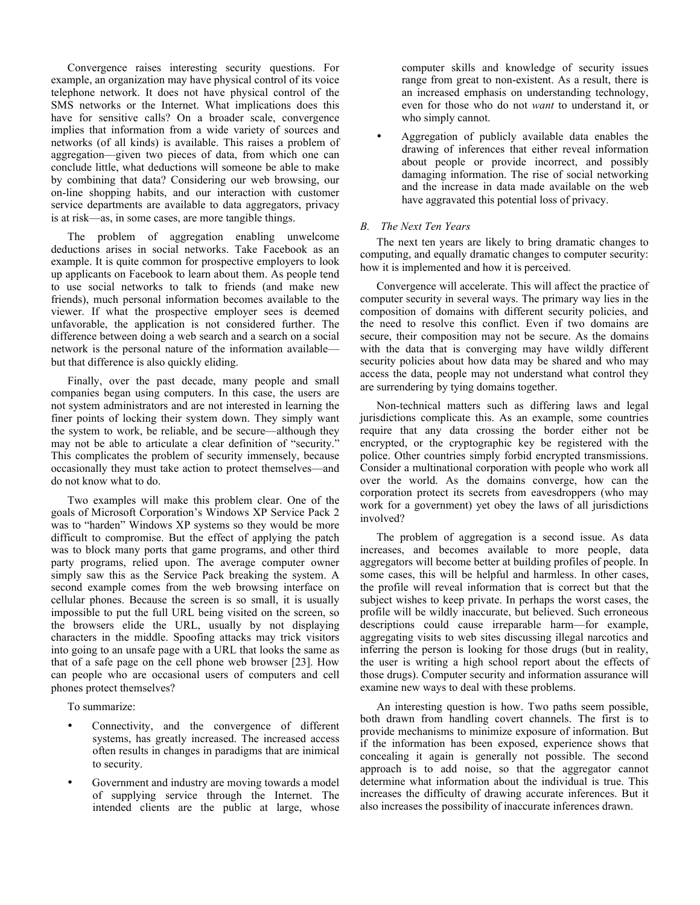Convergence raises interesting security questions. For example, an organization may have physical control of its voice telephone network. It does not have physical control of the SMS networks or the Internet. What implications does this have for sensitive calls? On a broader scale, convergence implies that information from a wide variety of sources and networks (of all kinds) is available. This raises a problem of aggregation—given two pieces of data, from which one can conclude little, what deductions will someone be able to make by combining that data? Considering our web browsing, our on-line shopping habits, and our interaction with customer service departments are available to data aggregators, privacy is at risk—as, in some cases, are more tangible things.

The problem of aggregation enabling unwelcome deductions arises in social networks. Take Facebook as an example. It is quite common for prospective employers to look up applicants on Facebook to learn about them. As people tend to use social networks to talk to friends (and make new friends), much personal information becomes available to the viewer. If what the prospective employer sees is deemed unfavorable, the application is not considered further. The difference between doing a web search and a search on a social network is the personal nature of the information available—but that difference is also quickly eliding.

Finally, over the past decade, many people and small companies began using computers. In this case, the users are not system administrators and are not interested in learning the finer points of locking their system down. They simply want the system to work, be reliable, and be secure—although they may not be able to articulate a clear definition of "security." This complicates the problem of security immensely, because occasionally they must take action to protect themselves—and do not know what to do.

Two examples will make this problem clear. One of the goals of Microsoft Corporation's Windows XP Service Pack 2 was to "harden" Windows XP systems so they would be more difficult to compromise. But the effect of applying the patch was to block many ports that game programs, and other third party programs, relied upon. The average computer owner simply saw this as the Service Pack breaking the system. A second example comes from the web browsing interface on cellular phones. Because the screen is so small, it is usually impossible to put the full URL being visited on the screen, so the browsers elide the URL, usually by not displaying characters in the middle. Spoofing attacks may trick visitors into going to an unsafe page with a URL that looks the same as that of a safe page on the cell phone web browser [23]. How can people who are occasional users of computers and cell phones protect themselves?

To summarize:

- Connectivity, and the convergence of different systems, has greatly increased. The increased access often results in changes in paradigms that are inimical to security.
- Government and industry are moving towards a model of supplying service through the Internet. The intended clients are the public at large, whose computer skills and knowledge of security issues range from great to non-existent. As a result, there is an increased emphasis on understanding technology, even for those who do not *want* to understand it, or who simply cannot.
- Aggregation of publicly available data enables the drawing of inferences that either reveal information about people or provide incorrect, and possibly damaging information. The rise of social networking and the increase in data made available on the web have aggravated this potential loss of privacy.

### *B. The Next Ten Years*

The next ten years are likely to bring dramatic changes to computing, and equally dramatic changes to computer security: how it is implemented and how it is perceived.

Convergence will accelerate. This will affect the practice of computer security in several ways. The primary way lies in the composition of domains with different security policies, and the need to resolve this conflict. Even if two domains are secure, their composition may not be secure. As the domains with the data that is converging may have wildly different security policies about how data may be shared and who may access the data, people may not understand what control they are surrendering by tying domains together.

Non-technical matters such as differing laws and legal jurisdictions complicate this. As an example, some countries require that any data crossing the border either not be encrypted, or the cryptographic key be registered with the police. Other countries simply forbid encrypted transmissions. Consider a multinational corporation with people who work all over the world. As the domains converge, how can the corporation protect its secrets from eavesdroppers (who may work for a government) yet obey the laws of all jurisdictions involved?

The problem of aggregation is a second issue. As data increases, and becomes available to more people, data aggregators will become better at building profiles of people. In some cases, this will be helpful and harmless. In other cases, the profile will reveal information that is correct but that the subject wishes to keep private. In perhaps the worst cases, the profile will be wildly inaccurate, but believed. Such erroneous descriptions could cause irreparable harm—for example, aggregating visits to web sites discussing illegal narcotics and inferring the person is looking for those drugs (but in reality, the user is writing a high school report about the effects of those drugs). Computer security and information assurance will examine new ways to deal with these problems.

An interesting question is how. Two paths seem possible, both drawn from handling covert channels. The first is to provide mechanisms to minimize exposure of information. But if the information has been exposed, experience shows that concealing it again is generally not possible. The second approach is to add noise, so that the aggregator cannot determine what information about the individual is true. This increases the difficulty of drawing accurate inferences. But it also increases the possibility of inaccurate inferences drawn.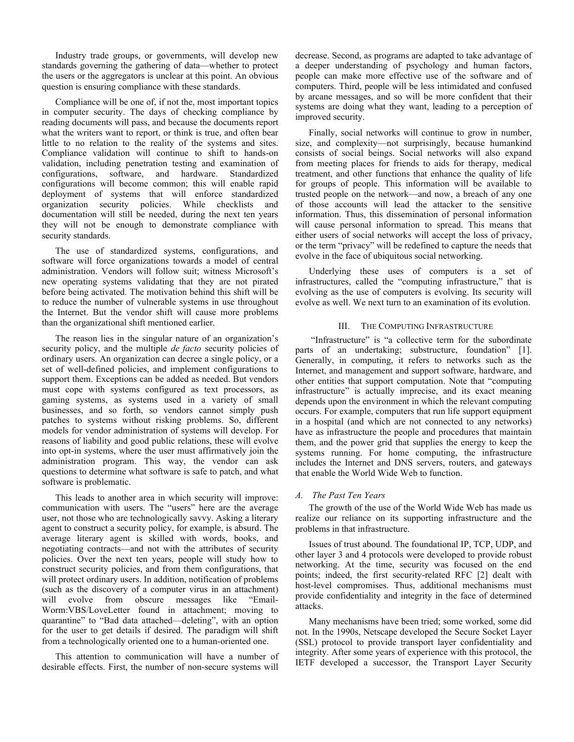Industry trade groups, or governments, will develop new standards governing the gathering of data—whether to protect the users or the aggregators is unclear at this point. An obvious question is ensuring compliance with these standards.

Compliance will be one of, if not the, most important topics in computer security. The days of checking compliance by reading documents will pass, and because the documents report what the writers want to report, or think is true, and often bear little to no relation to the reality of the systems and sites. Compliance validation will continue to shift to hands-on validation, including penetration testing and examination of configurations, software, and hardware. Standardized configurations will become common; this will enable rapid deployment of systems that will enforce standardized organization security policies. While checklists and documentation will still be needed, during the next ten years they will not be enough to demonstrate compliance with security standards.

The use of standardized systems, configurations, and software will force organizations towards a model of central administration. Vendors will follow suit; witness Microsoft's new operating systems validating that they are not pirated before being activated. The motivation behind this shift will be to reduce the number of vulnerable systems in use throughout the Internet. But the vendor shift will cause more problems than the organizational shift mentioned earlier.

The reason lies in the singular nature of an organization's security policy, and the multiple *de facto* security policies of ordinary users. An organization can decree a single policy, or a set of well-defined policies, and implement configurations to support them. Exceptions can be added as needed. But vendors must cope with systems configured as text processors, as gaming systems, as systems used in a variety of small businesses, and so forth, so vendors cannot simply push patches to systems without risking problems. So, different models for vendor administration of systems will develop. For reasons of liability and good public relations, these will evolve into opt-in systems, where the user must affirmatively join the administration program. This way, the vendor can ask questions to determine what software is safe to patch, and what software is problematic.

This leads to another area in which security will improve: communication with users. The "users" here are the average user, not those who are technologically savvy. Asking a literary agent to construct a security policy, for example, is absurd. The average literary agent is skilled with words, books, and negotiating contracts—and not with the attributes of security policies. Over the next ten years, people will study how to construct security policies, and from them configurations, that will protect ordinary users. In addition, notification of problems (such as the discovery of a computer virus in an attachment) will evolve from obscure messages like "Email-Worm:VBS/LoveLetter found in attachment; moving to quarantine" to "Bad data attached—deleting", with an option for the user to get details if desired. The paradigm will shift from a technologically oriented one to a human-oriented one.

This attention to communication will have a number of desirable effects. First, the number of non-secure systems will decrease. Second, as programs are adapted to take advantage of a deeper understanding of psychology and human factors, people can make more effective use of the software and of computers. Third, people will be less intimidated and confused by arcane messages, and so will be more confident that their systems are doing what they want, leading to a perception of improved security.

Finally, social networks will continue to grow in number, size, and complexity—not surprisingly, because humankind consists of social beings. Social networks will also expand from meeting places for friends to aids for therapy, medical treatment, and other functions that enhance the quality of life for groups of people. This information will be available to trusted people on the network—and now, a breach of any one of those accounts will lead the attacker to the sensitive information. Thus, this dissemination of personal information will cause personal information to spread. This means that either users of social networks will accept the loss of privacy, or the term "privacy" will be redefined to capture the needs that evolve in the face of ubiquitous social networking.

Underlying these uses of computers is a set of infrastructures, called the "computing infrastructure," that is evolving as the use of computers is evolving. Its security will evolve as well. We next turn to an examination of its evolution.

## III. The Computing Infrastructure

"Infrastructure" is "a collective term for the subordinate parts of an undertaking; substructure, foundation" [1]. Generally, in computing, it refers to networks such as the Internet, and management and support software, hardware, and other entities that support computation. Note that "computing infrastructure" is actually imprecise, and its exact meaning depends upon the environment in which the relevant computing occurs. For example, computers that run life support equipment in a hospital (and which are not connected to any networks) have as infrastructure the people and procedures that maintain them, and the power grid that supplies the energy to keep the systems running. For home computing, the infrastructure includes the Internet and DNS servers, routers, and gateways that enable the World Wide Web to function.

### A. The Past Ten Years

The growth of the use of the World Wide Web has made us realize our reliance on its supporting infrastructure and the problems in that infrastructure.

Issues of trust abound. The foundational IP, TCP, UDP, and other layer 3 and 4 protocols were developed to provide robust networking. At the time, security was focused on the end points; indeed, the first security-related RFC [2] dealt with host-level compromises. Thus, additional mechanisms must provide confidentiality and integrity in the face of determined attacks.

Many mechanisms have been tried; some worked, some did not. In the 1990s, Netscape developed the Secure Socket Layer (SSL) protocol to provide transport layer confidentiality and integrity. After some years of experience with this protocol, the IETF developed a successor, the Transport Layer Security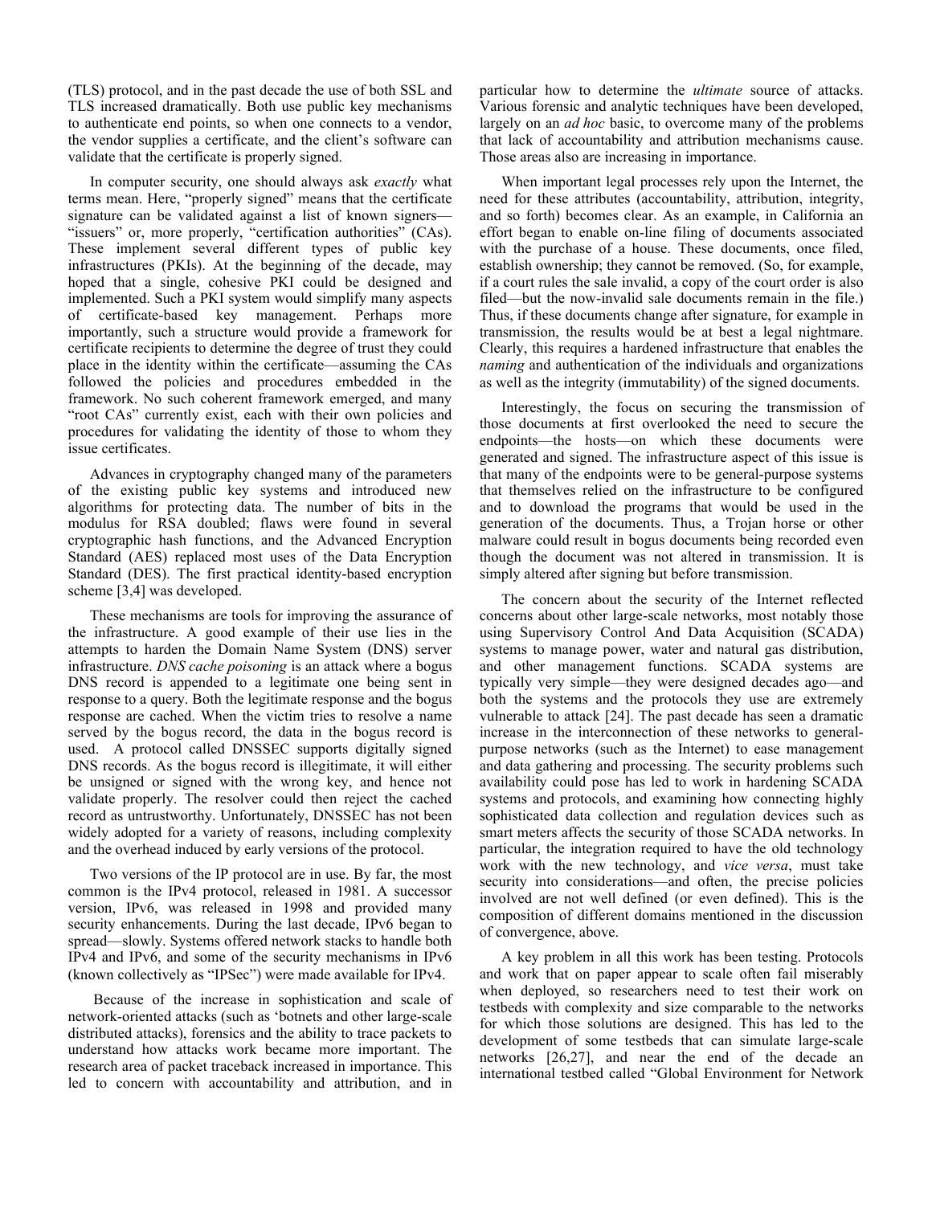(TLS) protocol, and in the past decade the use of both SSL and TLS increased dramatically. Both use public key mechanisms to authenticate end points, so when one connects to a vendor, the vendor supplies a certificate, and the client's software can validate that the certificate is properly signed.

In computer security, one should always ask *exactly* what terms mean. Here, "properly signed" means that the certificate signature can be validated against a list of known signers—"issuers" or, more properly, "certification authorities" (CAs). These implement several different types of public key infrastructures (PKIs). At the beginning of the decade, may hoped that a single, cohesive PKI could be designed and implemented. Such a PKI system would simplify many aspects of certificate-based key management. Perhaps more importantly, such a structure would provide a framework for certificate recipients to determine the degree of trust they could place in the identity within the certificate—assuming the CAs followed the policies and procedures embedded in the framework. No such coherent framework emerged, and many "root CAs" currently exist, each with their own policies and procedures for validating the identity of those to whom they issue certificates.

Advances in cryptography changed many of the parameters of the existing public key systems and introduced new algorithms for protecting data. The number of bits in the modulus for RSA doubled; flaws were found in several cryptographic hash functions, and the Advanced Encryption Standard (AES) replaced most uses of the Data Encryption Standard (DES). The first practical identity-based encryption scheme [3,4] was developed.

These mechanisms are tools for improving the assurance of the infrastructure. A good example of their use lies in the attempts to harden the Domain Name System (DNS) server infrastructure. *DNS cache poisoning* is an attack where a bogus DNS record is appended to a legitimate one being sent in response to a query. Both the legitimate response and the bogus response are cached. When the victim tries to resolve a name served by the bogus record, the data in the bogus record is used. A protocol called DNSSEC supports digitally signed DNS records. As the bogus record is illegitimate, it will either be unsigned or signed with the wrong key, and hence not validate properly. The resolver could then reject the cached record as untrustworthy. Unfortunately, DNSSEC has not been widely adopted for a variety of reasons, including complexity and the overhead induced by early versions of the protocol.

Two versions of the IP protocol are in use. By far, the most common is the IPv4 protocol, released in 1981. A successor version, IPv6, was released in 1998 and provided many security enhancements. During the last decade, IPv6 began to spread—slowly. Systems offered network stacks to handle both IPv4 and IPv6, and some of the security mechanisms in IPv6 (known collectively as "IPSec") were made available for IPv4.

Because of the increase in sophistication and scale of network-oriented attacks (such as 'botnets and other large-scale distributed attacks), forensics and the ability to trace packets to understand how attacks work became more important. The research area of packet traceback increased in importance. This led to concern with accountability and attribution, and in particular how to determine the *ultimate* source of attacks. Various forensic and analytic techniques have been developed, largely on an *ad hoc* basic, to overcome many of the problems that lack of accountability and attribution mechanisms cause. Those areas also are increasing in importance.

When important legal processes rely upon the Internet, the need for these attributes (accountability, attribution, integrity, and so forth) becomes clear. As an example, in California an effort began to enable on-line filing of documents associated with the purchase of a house. These documents, once filed, establish ownership; they cannot be removed. (So, for example, if a court rules the sale invalid, a copy of the court order is also filed—but the now-invalid sale documents remain in the file.) Thus, if these documents change after signature, for example in transmission, the results would be at best a legal nightmare. Clearly, this requires a hardened infrastructure that enables the *naming* and authentication of the individuals and organizations as well as the integrity (immutability) of the signed documents.

Interestingly, the focus on securing the transmission of those documents at first overlooked the need to secure the endpoints—the hosts—on which these documents were generated and signed. The infrastructure aspect of this issue is that many of the endpoints were to be general-purpose systems that themselves relied on the infrastructure to be configured and to download the programs that would be used in the generation of the documents. Thus, a Trojan horse or other malware could result in bogus documents being recorded even though the document was not altered in transmission. It is simply altered after signing but before transmission.

The concern about the security of the Internet reflected concerns about other large-scale networks, most notably those using Supervisory Control And Data Acquisition (SCADA) systems to manage power, water and natural gas distribution, and other management functions. SCADA systems are typically very simple—they were designed decades ago—and both the systems and the protocols they use are extremely vulnerable to attack [24]. The past decade has seen a dramatic increase in the interconnection of these networks to general-purpose networks (such as the Internet) to ease management and data gathering and processing. The security problems such availability could pose has led to work in hardening SCADA systems and protocols, and examining how connecting highly sophisticated data collection and regulation devices such as smart meters affects the security of those SCADA networks. In particular, the integration required to have the old technology work with the new technology, and *vice versa*, must take security into considerations—and often, the precise policies involved are not well defined (or even defined). This is the composition of different domains mentioned in the discussion of convergence, above.

A key problem in all this work has been testing. Protocols and work that on paper appear to scale often fail miserably when deployed, so researchers need to test their work on testbeds with complexity and size comparable to the networks for which those solutions are designed. This has led to the development of some testbeds that can simulate large-scale networks [26,27], and near the end of the decade an international testbed called "Global Environment for Network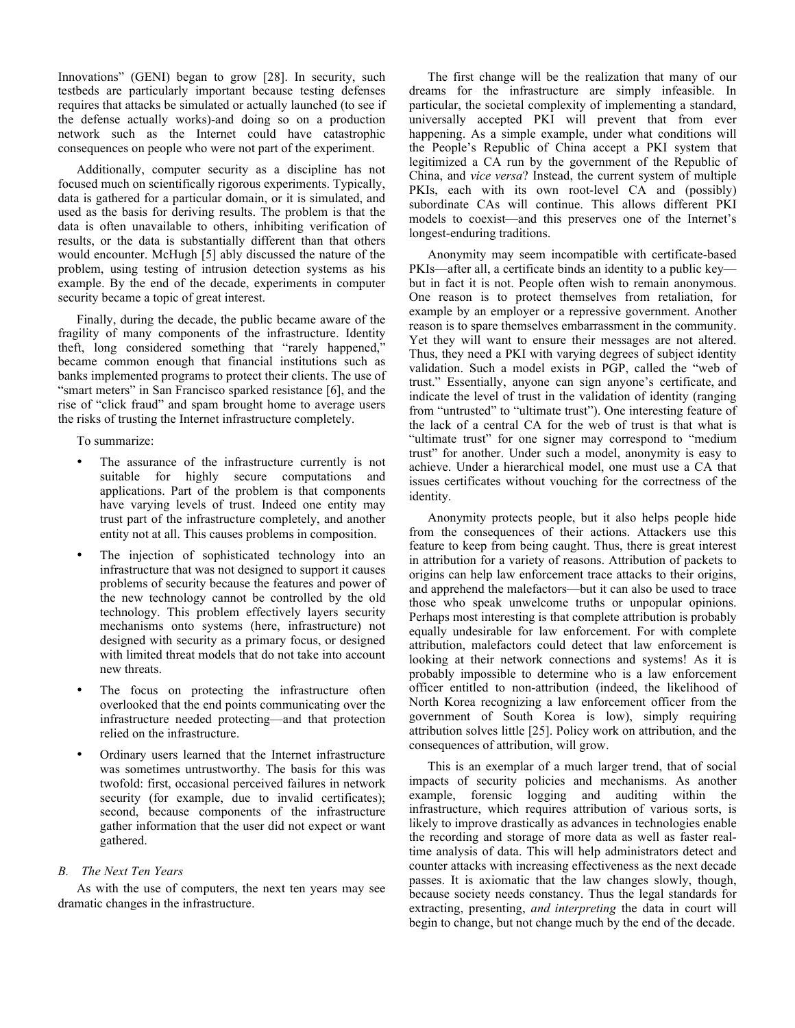Innovations" (GENI) began to grow [28]. In security, such testbeds are particularly important because testing defenses requires that attacks be simulated or actually launched (to see if the defense actually works)-and doing so on a production network such as the Internet could have catastrophic consequences on people who were not part of the experiment.

Additionally, computer security as a discipline has not focused much on scientifically rigorous experiments. Typically, data is gathered for a particular domain, or it is simulated, and used as the basis for deriving results. The problem is that the data is often unavailable to others, inhibiting verification of results, or the data is substantially different than that others would encounter. McHugh [5] ably discussed the nature of the problem, using testing of intrusion detection systems as his example. By the end of the decade, experiments in computer security became a topic of great interest.

Finally, during the decade, the public became aware of the fragility of many components of the infrastructure. Identity theft, long considered something that "rarely happened," became common enough that financial institutions such as banks implemented programs to protect their clients. The use of "smart meters" in San Francisco sparked resistance [6], and the rise of "click fraud" and spam brought home to average users the risks of trusting the Internet infrastructure completely.

To summarize:

- The assurance of the infrastructure currently is not suitable for highly secure computations and applications. Part of the problem is that components have varying levels of trust. Indeed one entity may trust part of the infrastructure completely, and another entity not at all. This causes problems in composition.
- The injection of sophisticated technology into an infrastructure that was not designed to support it causes problems of security because the features and power of the new technology cannot be controlled by the old technology. This problem effectively layers security mechanisms onto systems (here, infrastructure) not designed with security as a primary focus, or designed with limited threat models that do not take into account new threats.
- The focus on protecting the infrastructure often overlooked that the end points communicating over the infrastructure needed protecting—and that protection relied on the infrastructure.
- Ordinary users learned that the Internet infrastructure was sometimes untrustworthy. The basis for this was twofold: first, occasional perceived failures in network security (for example, due to invalid certificates); second, because components of the infrastructure gather information that the user did not expect or want gathered.

### *B. The Next Ten Years*

As with the use of computers, the next ten years may see dramatic changes in the infrastructure.

The first change will be the realization that many of our dreams for the infrastructure are simply infeasible. In particular, the societal complexity of implementing a standard, universally accepted PKI will prevent that from ever happening. As a simple example, under what conditions will the People's Republic of China accept a PKI system that legitimized a CA run by the government of the Republic of China, and *vice versa*? Instead, the current system of multiple PKIs, each with its own root-level CA and (possibly) subordinate CAs will continue. This allows different PKI models to coexist—and this preserves one of the Internet's longest-enduring traditions.

Anonymity may seem incompatible with certificate-based PKIs—after all, a certificate binds an identity to a public key—but in fact it is not. People often wish to remain anonymous. One reason is to protect themselves from retaliation, for example by an employer or a repressive government. Another reason is to spare themselves embarrassment in the community. Yet they will want to ensure their messages are not altered. Thus, they need a PKI with varying degrees of subject identity validation. Such a model exists in PGP, called the "web of trust." Essentially, anyone can sign anyone's certificate, and indicate the level of trust in the validation of identity (ranging from "untrusted" to "ultimate trust"). One interesting feature of the lack of a central CA for the web of trust is that what is "ultimate trust" for one signer may correspond to "medium trust" for another. Under such a model, anonymity is easy to achieve. Under a hierarchical model, one must use a CA that issues certificates without vouching for the correctness of the identity.

Anonymity protects people, but it also helps people hide from the consequences of their actions. Attackers use this feature to keep from being caught. Thus, there is great interest in attribution for a variety of reasons. Attribution of packets to origins can help law enforcement trace attacks to their origins, and apprehend the malefactors—but it can also be used to trace those who speak unwelcome truths or unpopular opinions. Perhaps most interesting is that complete attribution is probably equally undesirable for law enforcement. For with complete attribution, malefactors could detect that law enforcement is looking at their network connections and systems! As it is probably impossible to determine who is a law enforcement officer entitled to non-attribution (indeed, the likelihood of North Korea recognizing a law enforcement officer from the government of South Korea is low), simply requiring attribution solves little [25]. Policy work on attribution, and the consequences of attribution, will grow.

This is an exemplar of a much larger trend, that of social impacts of security policies and mechanisms. As another example, forensic logging and auditing within the infrastructure, which requires attribution of various sorts, is likely to improve drastically as advances in technologies enable the recording and storage of more data as well as faster real-time analysis of data. This will help administrators detect and counter attacks with increasing effectiveness as the next decade passes. It is axiomatic that the law changes slowly, though, because society needs constancy. Thus the legal standards for extracting, presenting, *and interpreting* the data in court will begin to change, but not change much by the end of the decade.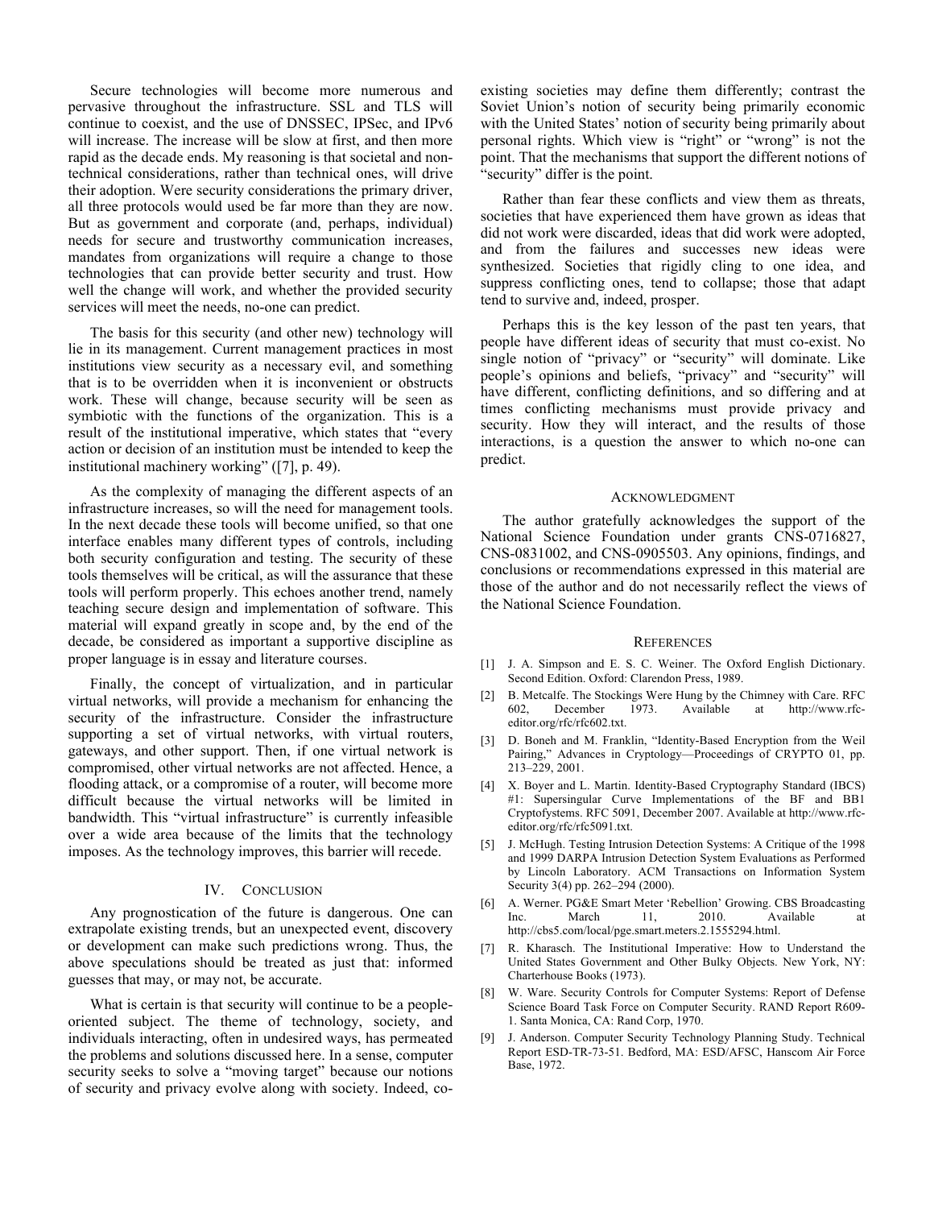Secure technologies will become more numerous and pervasive throughout the infrastructure. SSL and TLS will continue to coexist, and the use of DNSSEC, IPSec, and IPv6 will increase. The increase will be slow at first, and then more rapid as the decade ends. My reasoning is that societal and non-technical considerations, rather than technical ones, will drive their adoption. Were security considerations the primary driver, all three protocols would used be far more than they are now. But as government and corporate (and, perhaps, individual) needs for secure and trustworthy communication increases, mandates from organizations will require a change to those technologies that can provide better security and trust. How well the change will work, and whether the provided security services will meet the needs, no-one can predict.

The basis for this security (and other new) technology will lie in its management. Current management practices in most institutions view security as a necessary evil, and something that is to be overridden when it is inconvenient or obstructs work. These will change, because security will be seen as symbiotic with the functions of the organization. This is a result of the institutional imperative, which states that "every action or decision of an institution must be intended to keep the institutional machinery working" ([7], p. 49).

As the complexity of managing the different aspects of an infrastructure increases, so will the need for management tools. In the next decade these tools will become unified, so that one interface enables many different types of controls, including both security configuration and testing. The security of these tools themselves will be critical, as will the assurance that these tools will perform properly. This echoes another trend, namely teaching secure design and implementation of software. This material will expand greatly in scope and, by the end of the decade, be considered as important a supportive discipline as proper language is in essay and literature courses.

Finally, the concept of virtualization, and in particular virtual networks, will provide a mechanism for enhancing the security of the infrastructure. Consider the infrastructure supporting a set of virtual networks, with virtual routers, gateways, and other support. Then, if one virtual network is compromised, other virtual networks are not affected. Hence, a flooding attack, or a compromise of a router, will become more difficult because the virtual networks will be limited in bandwidth. This "virtual infrastructure" is currently infeasible over a wide area because of the limits that the technology imposes. As the technology improves, this barrier will recede.

## IV. Conclusion

Any prognostication of the future is dangerous. One can extrapolate existing trends, but an unexpected event, discovery or development can make such predictions wrong. Thus, the above speculations should be treated as just that: informed guesses that may, or may not, be accurate.

What is certain is that security will continue to be a people-oriented subject. The theme of technology, society, and individuals interacting, often in undesired ways, has permeated the problems and solutions discussed here. In a sense, computer security seeks to solve a "moving target" because our notions of security and privacy evolve along with society. Indeed, co-existing societies may define them differently; contrast the Soviet Union's notion of security being primarily economic with the United States' notion of security being primarily about personal rights. Which view is "right" or "wrong" is not the point. That the mechanisms that support the different notions of "security" differ is the point.

Rather than fear these conflicts and view them as threats, societies that have experienced them have grown as ideas that did not work were discarded, ideas that did work were adopted, and from the failures and successes new ideas were synthesized. Societies that rigidly cling to one idea, and suppress conflicting ones, tend to collapse; those that adapt tend to survive and, indeed, prosper.

Perhaps this is the key lesson of the past ten years, that people have different ideas of security that must co-exist. No single notion of "privacy" or "security" will dominate. Like people's opinions and beliefs, "privacy" and "security" will have different, conflicting definitions, and so differing and at times conflicting mechanisms must provide privacy and security. How they will interact, and the results of those interactions, is a question the answer to which no-one can predict.

## Acknowledgment

The author gratefully acknowledges the support of the National Science Foundation under grants CNS-0716827, CNS-0831002, and CNS-0905503. Any opinions, findings, and conclusions or recommendations expressed in this material are those of the author and do not necessarily reflect the views of the National Science Foundation.

## References

[1] J. A. Simpson and E. S. C. Weiner. The Oxford English Dictionary. Second Edition. Oxford: Clarendon Press, 1989.

[2] B. Metcalfe. The Stockings Were Hung by the Chimney with Care. RFC 602, December 1973. Available at http://www.rfc-editor.org/rfc/rfc602.txt.

[3] D. Boneh and M. Franklin, "Identity-Based Encryption from the Weil Pairing," Advances in Cryptology—Proceedings of CRYPTO 01, pp. 213–229, 2001.

[4] X. Boyer and L. Martin. Identity-Based Cryptography Standard (IBCS) #1: Supersingular Curve Implementations of the BF and BB1 Cryptofystems. RFC 5091, December 2007. Available at http://www.rfc-editor.org/rfc/rfc5091.txt.

[5] J. McHugh. Testing Intrusion Detection Systems: A Critique of the 1998 and 1999 DARPA Intrusion Detection System Evaluations as Performed by Lincoln Laboratory. ACM Transactions on Information System Security 3(4) pp. 262–294 (2000).

[6] A. Werner. PG&E Smart Meter 'Rebellion' Growing. CBS Broadcasting Inc. March 11, 2010. Available at http://cbs5.com/local/pge.smart.meters.2.1555294.html.

[7] R. Kharasch. The Institutional Imperative: How to Understand the United States Government and Other Bulky Objects. New York, NY: Charterhouse Books (1973).

[8] W. Ware. Security Controls for Computer Systems: Report of Defense Science Board Task Force on Computer Security. RAND Report R609-1. Santa Monica, CA: Rand Corp, 1970.

[9] J. Anderson. Computer Security Technology Planning Study. Technical Report ESD-TR-73-51. Bedford, MA: ESD/AFSC, Hanscom Air Force Base, 1972.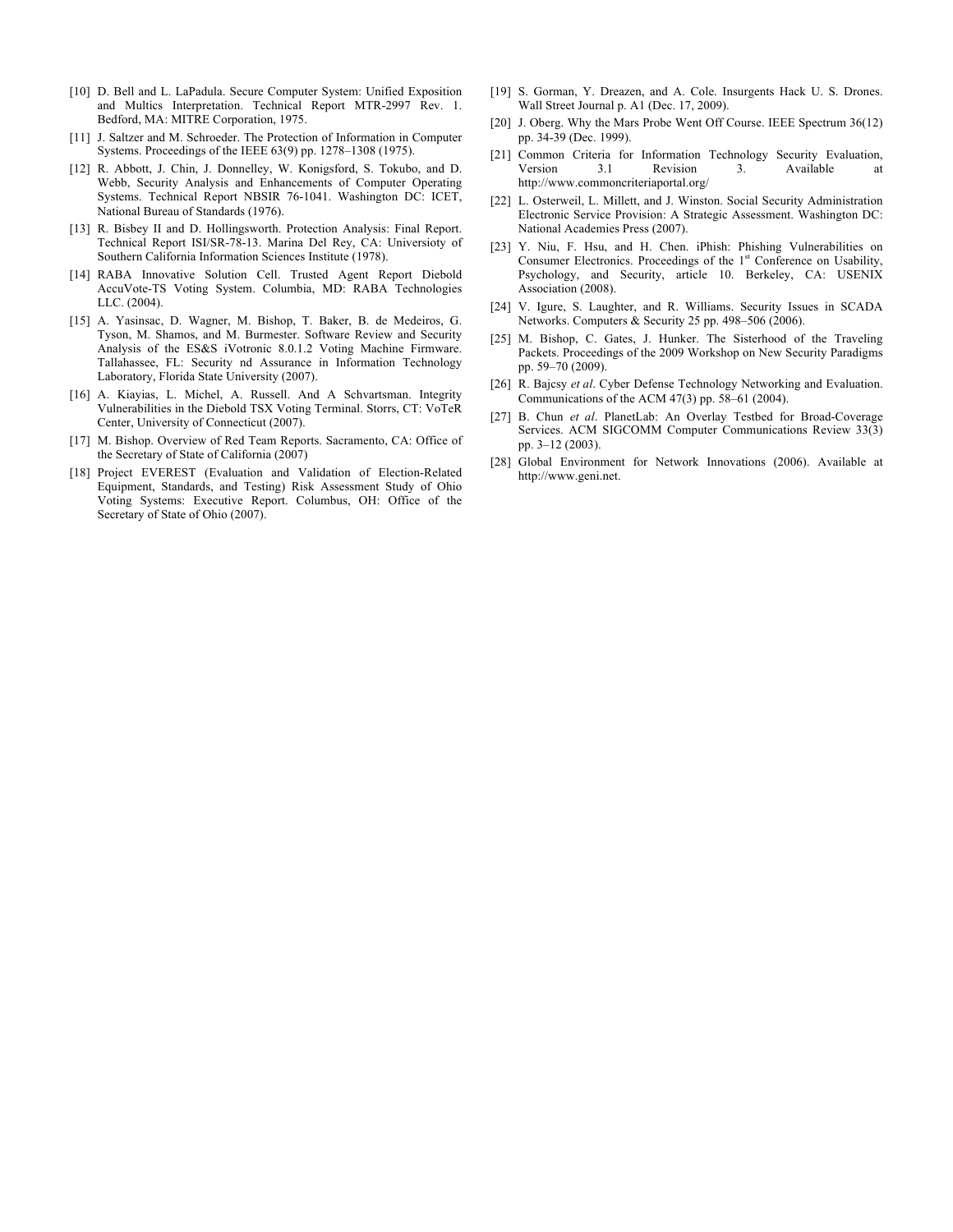[10] D. Bell and L. LaPadula. Secure Computer System: Unified Exposition and Multics Interpretation. Technical Report MTR-2997 Rev. 1. Bedford, MA: MITRE Corporation, 1975.

[11] J. Saltzer and M. Schroeder. The Protection of Information in Computer Systems. Proceedings of the IEEE 63(9) pp. 1278–1308 (1975).

[12] R. Abbott, J. Chin, J. Donnelley, W. Konigsford, S. Tokubo, and D. Webb, Security Analysis and Enhancements of Computer Operating Systems. Technical Report NBSIR 76-1041. Washington DC: ICET, National Bureau of Standards (1976).

[13] R. Bisbey II and D. Hollingsworth. Protection Analysis: Final Report. Technical Report ISI/SR-78-13. Marina Del Rey, CA: Universioty of Southern California Information Sciences Institute (1978).

[14] RABA Innovative Solution Cell. Trusted Agent Report Diebold AccuVote-TS Voting System. Columbia, MD: RABA Technologies LLC. (2004).

[15] A. Yasinsac, D. Wagner, M. Bishop, T. Baker, B. de Medeiros, G. Tyson, M. Shamos, and M. Burmester. Software Review and Security Analysis of the ES&S iVotronic 8.0.1.2 Voting Machine Firmware. Tallahassee, FL: Security nd Assurance in Information Technology Laboratory, Florida State University (2007).

[16] A. Kiayias, L. Michel, A. Russell. And A Schvartsman. Integrity Vulnerabilities in the Diebold TSX Voting Terminal. Storrs, CT: VoTeR Center, University of Connecticut (2007).

[17] M. Bishop. Overview of Red Team Reports. Sacramento, CA: Office of the Secretary of State of California (2007)

[18] Project EVEREST (Evaluation and Validation of Election-Related Equipment, Standards, and Testing) Risk Assessment Study of Ohio Voting Systems: Executive Report. Columbus, OH: Office of the Secretary of State of Ohio (2007).

[19] S. Gorman, Y. Dreazen, and A. Cole. Insurgents Hack U. S. Drones. Wall Street Journal p. A1 (Dec. 17, 2009).

[20] J. Oberg. Why the Mars Probe Went Off Course. IEEE Spectrum 36(12) pp. 34-39 (Dec. 1999).

[21] Common Criteria for Information Technology Security Evaluation, Version 3.1 Revision 3. Available at http://www.commoncriteriaportal.org/

[22] L. Osterweil, L. Millett, and J. Winston. Social Security Administration Electronic Service Provision: A Strategic Assessment. Washington DC: National Academies Press (2007).

[23] Y. Niu, F. Hsu, and H. Chen. iPhish: Phishing Vulnerabilities on Consumer Electronics. Proceedings of the 1st Conference on Usability, Psychology, and Security, article 10. Berkeley, CA: USENIX Association (2008).

[24] V. Igure, S. Laughter, and R. Williams. Security Issues in SCADA Networks. Computers & Security 25 pp. 498–506 (2006).

[25] M. Bishop, C. Gates, J. Hunker. The Sisterhood of the Traveling Packets. Proceedings of the 2009 Workshop on New Security Paradigms pp. 59–70 (2009).

[26] R. Bajcsy *et al*. Cyber Defense Technology Networking and Evaluation. Communications of the ACM 47(3) pp. 58–61 (2004).

[27] B. Chun *et al*. PlanetLab: An Overlay Testbed for Broad-Coverage Services. ACM SIGCOMM Computer Communications Review 33(3) pp. 3–12 (2003).

[28] Global Environment for Network Innovations (2006). Available at http://www.geni.net.